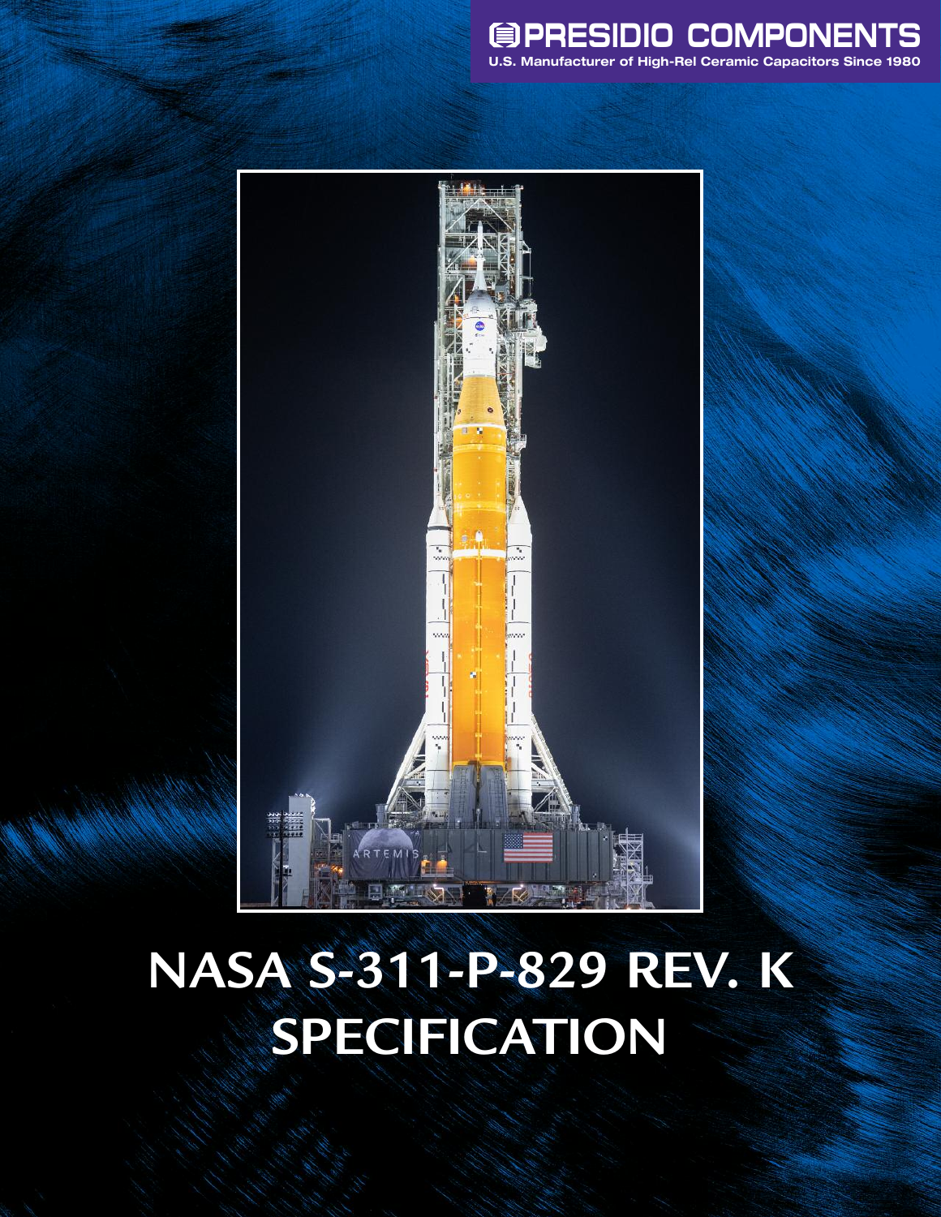PRESIDIO COMPONENTS

U.S. Manufacturer of High-Rel Ceramic Capacitors Since 1980

# NASA S-311-P-829 REV. K SPECIFICATION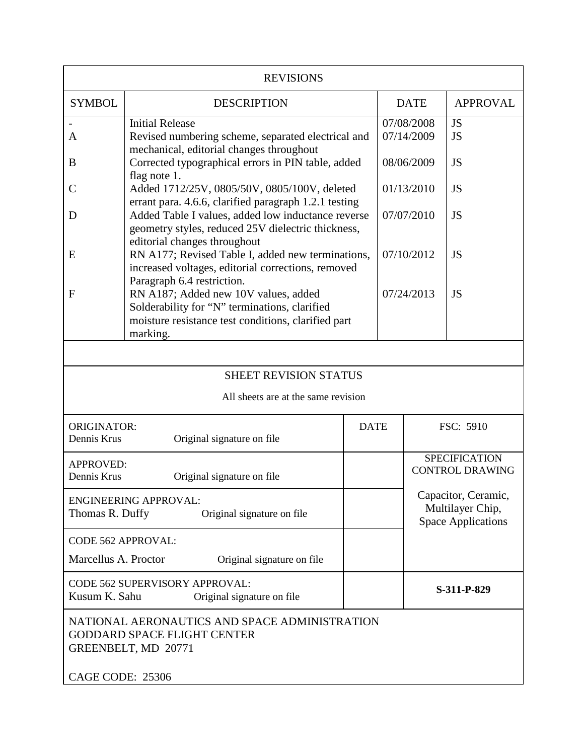## REVISIONS

| SYMBOL | DESCRIPTION | DATE | APPROVAL |
|---|---|---|---|
| - | Initial Release | 07/08/2008 | JS |
| A | Revised numbering scheme, separated electrical and mechanical, editorial changes throughout | 07/14/2009 | JS |
| B | Corrected typographical errors in PIN table, added flag note 1. | 08/06/2009 | JS |
| C | Added 1712/25V, 0805/50V, 0805/100V, deleted errant para. 4.6.6, clarified paragraph 1.2.1 testing | 01/13/2010 | JS |
| D | Added Table I values, added low inductance reverse geometry styles, reduced 25V dielectric thickness, editorial changes throughout | 07/07/2010 | JS |
| E | RN A177; Revised Table I, added new terminations, increased voltages, editorial corrections, removed Paragraph 6.4 restriction. | 07/10/2012 | JS |
| F | RN A187; Added new 10V values, added Solderability for "N" terminations, clarified moisture resistance test conditions, clarified part marking. | 07/24/2013 | JS |

## SHEET REVISION STATUS

All sheets are at the same revision

| | DATE | |
|---|---|---|
| ORIGINATOR: Dennis Krus — Original signature on file | | FSC: 5910 |
| APPROVED: Dennis Krus — Original signature on file | | SPECIFICATION CONTROL DRAWING |
| ENGINEERING APPROVAL: Thomas R. Duffy — Original signature on file | | Capacitor, Ceramic, Multilayer Chip, Space Applications |
| CODE 562 APPROVAL: Marcellus A. Proctor — Original signature on file | | |
| CODE 562 SUPERVISORY APPROVAL: Kusum K. Sahu — Original signature on file | | **S-311-P-829** |

NATIONAL AERONAUTICS AND SPACE ADMINISTRATION
GODDARD SPACE FLIGHT CENTER
GREENBELT, MD 20771

CAGE CODE: 25306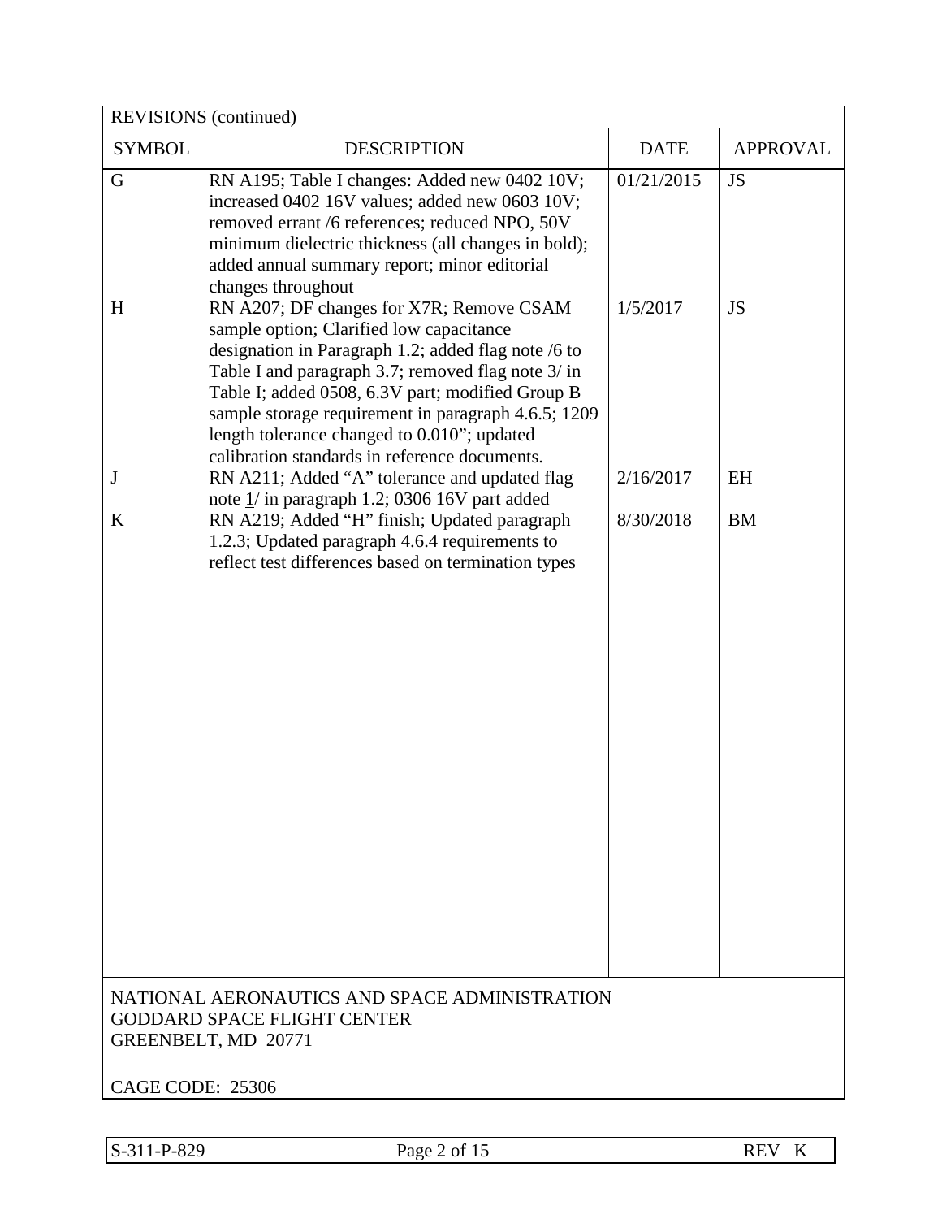| REVISIONS (continued) | | | |
|---|---|---|---|
| SYMBOL | DESCRIPTION | DATE | APPROVAL |
| G | RN A195; Table I changes: Added new 0402 10V; increased 0402 16V values; added new 0603 10V; removed errant /6 references; reduced NPO, 50V minimum dielectric thickness (all changes in bold); added annual summary report; minor editorial changes throughout | 01/21/2015 | JS |
| H | RN A207; DF changes for X7R; Remove CSAM sample option; Clarified low capacitance designation in Paragraph 1.2; added flag note /6 to Table I and paragraph 3.7; removed flag note 3/ in Table I; added 0508, 6.3V part; modified Group B sample storage requirement in paragraph 4.6.5; 1209 length tolerance changed to 0.010"; updated calibration standards in reference documents. | 1/5/2017 | JS |
| J | RN A211; Added "A" tolerance and updated flag note 1/ in paragraph 1.2; 0306 16V part added | 2/16/2017 | EH |
| K | RN A219; Added "H" finish; Updated paragraph 1.2.3; Updated paragraph 4.6.4 requirements to reflect test differences based on termination types | 8/30/2018 | BM |

NATIONAL AERONAUTICS AND SPACE ADMINISTRATION
GODDARD SPACE FLIGHT CENTER
GREENBELT, MD 20771

CAGE CODE: 25306

S-311-P-829 REV K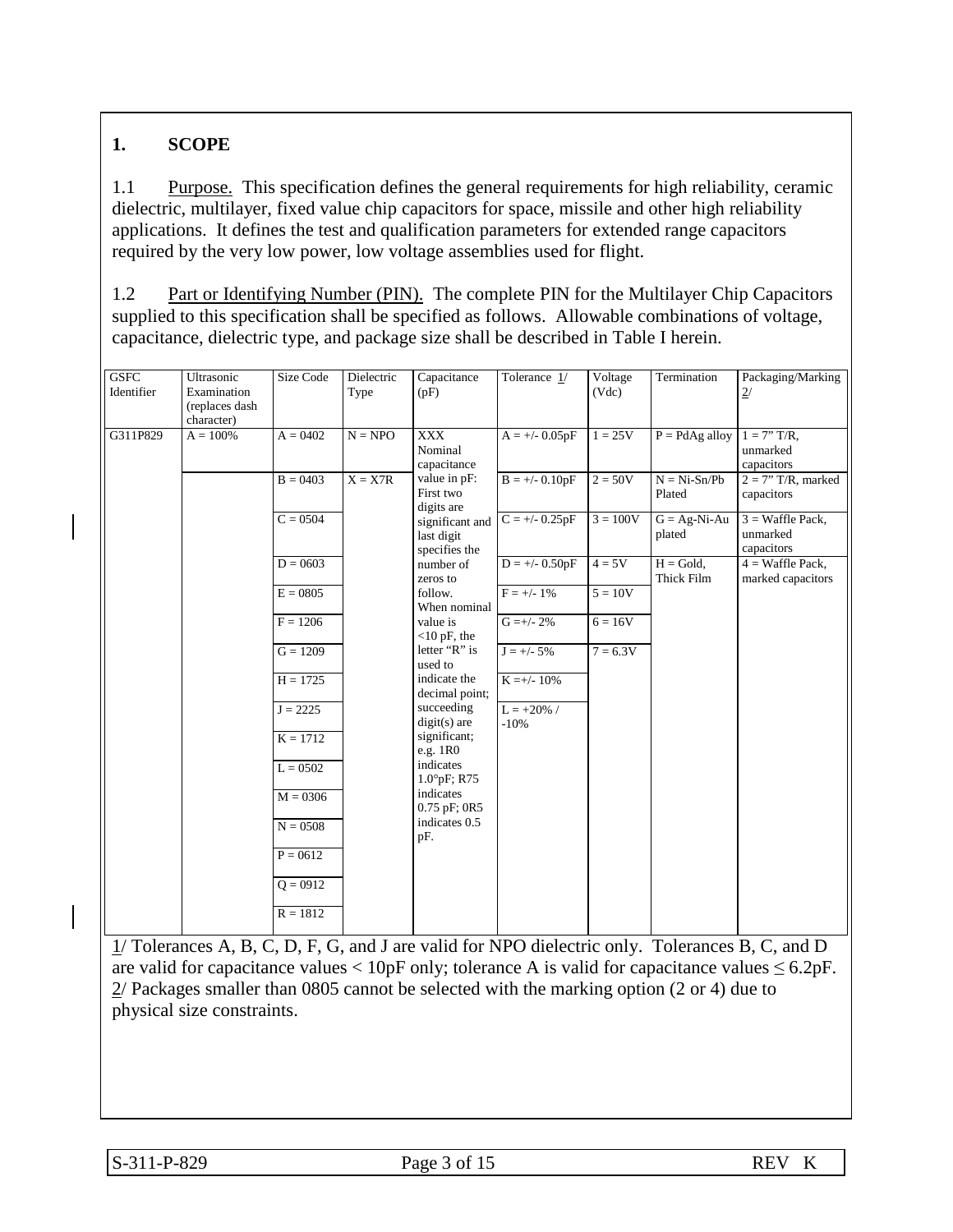## 1. SCOPE

1.1 Purpose. This specification defines the general requirements for high reliability, ceramic dielectric, multilayer, fixed value chip capacitors for space, missile and other high reliability applications. It defines the test and qualification parameters for extended range capacitors required by the very low power, low voltage assemblies used for flight.

1.2 Part or Identifying Number (PIN). The complete PIN for the Multilayer Chip Capacitors supplied to this specification shall be specified as follows. Allowable combinations of voltage, capacitance, dielectric type, and package size shall be described in Table I herein.

| GSFC Identifier | Ultrasonic Examination (replaces dash character) | Size Code | Dielectric Type | Capacitance (pF) | Tolerance 1/ | Voltage (Vdc) | Termination | Packaging/Marking 2/ |
|---|---|---|---|---|---|---|---|---|
| G311P829 | A = 100% | A = 0402 | N = NPO | XXX Nominal capacitance value in pF: First two digits are significant and last digit specifies the number of zeros to follow. When nominal value is <10 pF, the letter "R" is used to indicate the decimal point; succeeding digit(s) are significant; e.g. 1R0 indicates 1.0°pF; R75 indicates 0.75 pF; 0R5 indicates 0.5 pF. | A = +/- 0.05pF | 1 = 25V | P = PdAg alloy | 1 = 7" T/R, unmarked capacitors |
| | | B = 0403 | X = X7R | | B = +/- 0.10pF | 2 = 50V | N = Ni-Sn/Pb Plated | 2 = 7" T/R, marked capacitors |
| | | C = 0504 | | | C = +/- 0.25pF | 3 = 100V | G = Ag-Ni-Au plated | 3 = Waffle Pack, unmarked capacitors |
| | | D = 0603 | | | D = +/- 0.50pF | 4 = 5V | H = Gold, Thick Film | 4 = Waffle Pack, marked capacitors |
| | | E = 0805 | | | F = +/- 1% | 5 = 10V | | |
| | | F = 1206 | | | G =+/- 2% | 6 = 16V | | |
| | | G = 1209 | | | J = +/- 5% | 7 = 6.3V | | |
| | | H = 1725 | | | K =+/- 10% | | | |
| | | J = 2225 | | | L = +20% / -10% | | | |
| | | K = 1712 | | | | | | |
| | | L = 0502 | | | | | | |
| | | M = 0306 | | | | | | |
| | | N = 0508 | | | | | | |
| | | P = 0612 | | | | | | |
| | | Q = 0912 | | | | | | |
| | | R = 1812 | | | | | | |

1/ Tolerances A, B, C, D, F, G, and J are valid for NPO dielectric only. Tolerances B, C, and D are valid for capacitance values < 10pF only; tolerance A is valid for capacitance values ≤ 6.2pF.
2/ Packages smaller than 0805 cannot be selected with the marking option (2 or 4) due to physical size constraints.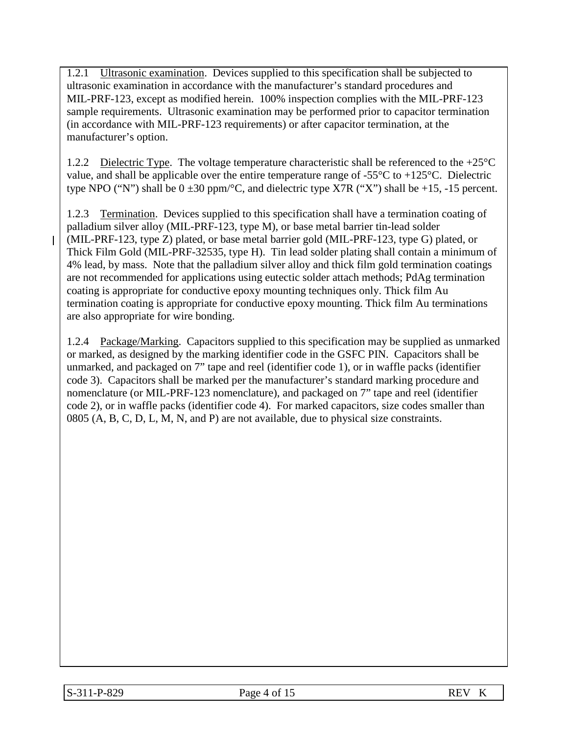1.2.1 Ultrasonic examination. Devices supplied to this specification shall be subjected to ultrasonic examination in accordance with the manufacturer's standard procedures and MIL-PRF-123, except as modified herein. 100% inspection complies with the MIL-PRF-123 sample requirements. Ultrasonic examination may be performed prior to capacitor termination (in accordance with MIL-PRF-123 requirements) or after capacitor termination, at the manufacturer's option.

1.2.2 Dielectric Type. The voltage temperature characteristic shall be referenced to the +25°C value, and shall be applicable over the entire temperature range of -55°C to +125°C. Dielectric type NPO ("N") shall be 0 ±30 ppm/°C, and dielectric type X7R ("X") shall be +15, -15 percent.

1.2.3 Termination. Devices supplied to this specification shall have a termination coating of palladium silver alloy (MIL-PRF-123, type M), or base metal barrier tin-lead solder (MIL-PRF-123, type Z) plated, or base metal barrier gold (MIL-PRF-123, type G) plated, or Thick Film Gold (MIL-PRF-32535, type H). Tin lead solder plating shall contain a minimum of 4% lead, by mass. Note that the palladium silver alloy and thick film gold termination coatings are not recommended for applications using eutectic solder attach methods; PdAg termination coating is appropriate for conductive epoxy mounting techniques only. Thick film Au termination coating is appropriate for conductive epoxy mounting. Thick film Au terminations are also appropriate for wire bonding.

1.2.4 Package/Marking. Capacitors supplied to this specification may be supplied as unmarked or marked, as designed by the marking identifier code in the GSFC PIN. Capacitors shall be unmarked, and packaged on 7" tape and reel (identifier code 1), or in waffle packs (identifier code 3). Capacitors shall be marked per the manufacturer's standard marking procedure and nomenclature (or MIL-PRF-123 nomenclature), and packaged on 7" tape and reel (identifier code 2), or in waffle packs (identifier code 4). For marked capacitors, size codes smaller than 0805 (A, B, C, D, L, M, N, and P) are not available, due to physical size constraints.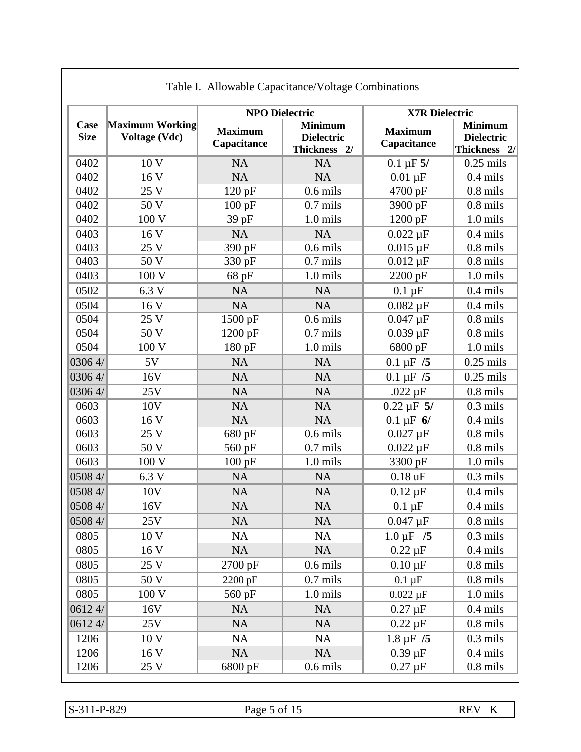Table I.  Allowable Capacitance/Voltage Combinations

| Case Size | Maximum Working Voltage (Vdc) | NPO Dielectric | | X7R Dielectric | |
|---|---|---|---|---|---|
| | | Maximum Capacitance | Minimum Dielectric Thickness 2/ | Maximum Capacitance | Minimum Dielectric Thickness 2/ |
| 0402 | 10 V | NA | NA | 0.1 µF **5/** | 0.25 mils |
| 0402 | 16 V | NA | NA | 0.01 µF | 0.4 mils |
| 0402 | 25 V | 120 pF | 0.6 mils | 4700 pF | 0.8 mils |
| 0402 | 50 V | 100 pF | 0.7 mils | 3900 pF | 0.8 mils |
| 0402 | 100 V | 39 pF | 1.0 mils | 1200 pF | 1.0 mils |
| 0403 | 16 V | NA | NA | 0.022 µF | 0.4 mils |
| 0403 | 25 V | 390 pF | 0.6 mils | 0.015 µF | 0.8 mils |
| 0403 | 50 V | 330 pF | 0.7 mils | 0.012 µF | 0.8 mils |
| 0403 | 100 V | 68 pF | 1.0 mils | 2200 pF | 1.0 mils |
| 0502 | 6.3 V | NA | NA | 0.1 µF | 0.4 mils |
| 0504 | 16 V | NA | NA | 0.082 µF | 0.4 mils |
| 0504 | 25 V | 1500 pF | 0.6 mils | 0.047 µF | 0.8 mils |
| 0504 | 50 V | 1200 pF | 0.7 mils | 0.039 µF | 0.8 mils |
| 0504 | 100 V | 180 pF | 1.0 mils | 6800 pF | 1.0 mils |
| 0306 4/ | 5V | NA | NA | 0.1 µF **/5** | 0.25 mils |
| 0306 4/ | 16V | NA | NA | 0.1 µF **/5** | 0.25 mils |
| 0306 4/ | 25V | NA | NA | .022 µF | 0.8 mils |
| 0603 | 10V | NA | NA | 0.22 µF **5/** | 0.3 mils |
| 0603 | 16 V | NA | NA | 0.1 µF **6/** | 0.4 mils |
| 0603 | 25 V | 680 pF | 0.6 mils | 0.027 µF | 0.8 mils |
| 0603 | 50 V | 560 pF | 0.7 mils | 0.022 µF | 0.8 mils |
| 0603 | 100 V | 100 pF | 1.0 mils | 3300 pF | 1.0 mils |
| 0508 4/ | 6.3 V | NA | NA | 0.18 uF | 0.3 mils |
| 0508 4/ | 10V | NA | NA | 0.12 µF | 0.4 mils |
| 0508 4/ | 16V | NA | NA | 0.1 µF | 0.4 mils |
| 0508 4/ | 25V | NA | NA | 0.047 µF | 0.8 mils |
| 0805 | 10 V | NA | NA | 1.0 µF **/5** | 0.3 mils |
| 0805 | 16 V | NA | NA | 0.22 µF | 0.4 mils |
| 0805 | 25 V | 2700 pF | 0.6 mils | 0.10 µF | 0.8 mils |
| 0805 | 50 V | 2200 pF | 0.7 mils | 0.1 µF | 0.8 mils |
| 0805 | 100 V | 560 pF | 1.0 mils | 0.022 µF | 1.0 mils |
| 0612 4/ | 16V | NA | NA | 0.27 µF | 0.4 mils |
| 0612 4/ | 25V | NA | NA | 0.22 µF | 0.8 mils |
| 1206 | 10 V | NA | NA | 1.8 µF **/5** | 0.3 mils |
| 1206 | 16 V | NA | NA | 0.39 µF | 0.4 mils |
| 1206 | 25 V | 6800 pF | 0.6 mils | 0.27 µF | 0.8 mils |

S-311-P-829 REV K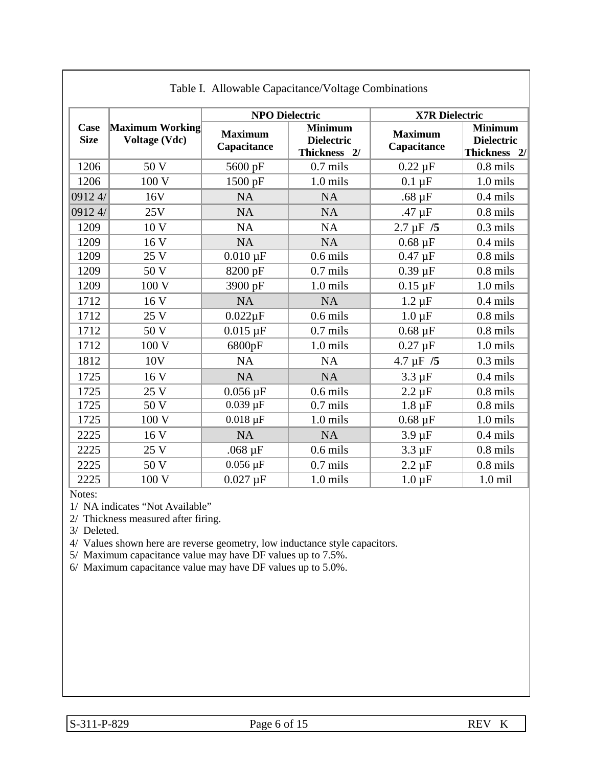Table I. Allowable Capacitance/Voltage Combinations

| Case Size | Maximum Working Voltage (Vdc) | NPO Dielectric | | X7R Dielectric | |
|---|---|---|---|---|---|
| | | Maximum Capacitance | Minimum Dielectric Thickness 2/ | Maximum Capacitance | Minimum Dielectric Thickness 2/ |
| 1206 | 50 V | 5600 pF | 0.7 mils | 0.22 µF | 0.8 mils |
| 1206 | 100 V | 1500 pF | 1.0 mils | 0.1 µF | 1.0 mils |
| 0912 4/ | 16V | NA | NA | .68 µF | 0.4 mils |
| 0912 4/ | 25V | NA | NA | .47 µF | 0.8 mils |
| 1209 | 10 V | NA | NA | 2.7 µF **/5** | 0.3 mils |
| 1209 | 16 V | NA | NA | 0.68 µF | 0.4 mils |
| 1209 | 25 V | 0.010 µF | 0.6 mils | 0.47 µF | 0.8 mils |
| 1209 | 50 V | 8200 pF | 0.7 mils | 0.39 µF | 0.8 mils |
| 1209 | 100 V | 3900 pF | 1.0 mils | 0.15 µF | 1.0 mils |
| 1712 | 16 V | NA | NA | 1.2 µF | 0.4 mils |
| 1712 | 25 V | 0.022µF | 0.6 mils | 1.0 µF | 0.8 mils |
| 1712 | 50 V | 0.015 µF | 0.7 mils | 0.68 µF | 0.8 mils |
| 1712 | 100 V | 6800pF | 1.0 mils | 0.27 µF | 1.0 mils |
| 1812 | 10V | NA | NA | 4.7 µF **/5** | 0.3 mils |
| 1725 | 16 V | NA | NA | 3.3 µF | 0.4 mils |
| 1725 | 25 V | 0.056 µF | 0.6 mils | 2.2 µF | 0.8 mils |
| 1725 | 50 V | 0.039 µF | 0.7 mils | 1.8 µF | 0.8 mils |
| 1725 | 100 V | 0.018 µF | 1.0 mils | 0.68 µF | 1.0 mils |
| 2225 | 16 V | NA | NA | 3.9 µF | 0.4 mils |
| 2225 | 25 V | .068 µF | 0.6 mils | 3.3 µF | 0.8 mils |
| 2225 | 50 V | 0.056 µF | 0.7 mils | 2.2 µF | 0.8 mils |
| 2225 | 100 V | 0.027 µF | 1.0 mils | 1.0 µF | 1.0 mil |

Notes:

1/ NA indicates "Not Available"

2/ Thickness measured after firing.

3/ Deleted.

4/ Values shown here are reverse geometry, low inductance style capacitors.

5/ Maximum capacitance value may have DF values up to 7.5%.

6/ Maximum capacitance value may have DF values up to 5.0%.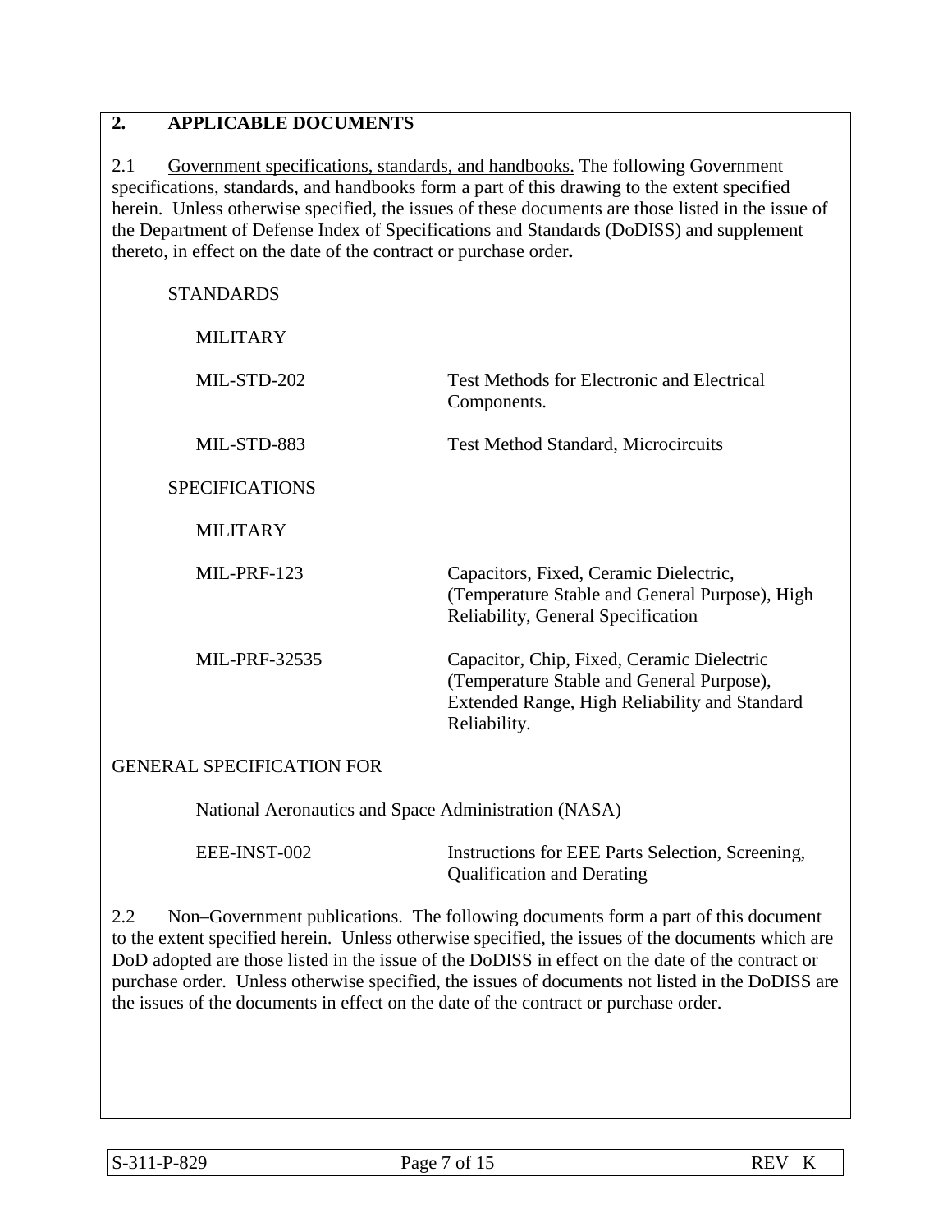## 2. APPLICABLE DOCUMENTS

2.1 Government specifications, standards, and handbooks. The following Government specifications, standards, and handbooks form a part of this drawing to the extent specified herein. Unless otherwise specified, the issues of these documents are those listed in the issue of the Department of Defense Index of Specifications and Standards (DoDISS) and supplement thereto, in effect on the date of the contract or purchase order**.**

STANDARDS

MILITARY

| | |
|---|---|
| MIL-STD-202 | Test Methods for Electronic and Electrical Components. |
| MIL-STD-883 | Test Method Standard, Microcircuits |

SPECIFICATIONS

MILITARY

| | |
|---|---|
| MIL-PRF-123 | Capacitors, Fixed, Ceramic Dielectric, (Temperature Stable and General Purpose), High Reliability, General Specification |
| MIL-PRF-32535 | Capacitor, Chip, Fixed, Ceramic Dielectric (Temperature Stable and General Purpose), Extended Range, High Reliability and Standard Reliability. |

GENERAL SPECIFICATION FOR

National Aeronautics and Space Administration (NASA)

| | |
|---|---|
| EEE-INST-002 | Instructions for EEE Parts Selection, Screening, Qualification and Derating |

2.2 Non–Government publications. The following documents form a part of this document to the extent specified herein. Unless otherwise specified, the issues of the documents which are DoD adopted are those listed in the issue of the DoDISS in effect on the date of the contract or purchase order. Unless otherwise specified, the issues of documents not listed in the DoDISS are the issues of the documents in effect on the date of the contract or purchase order.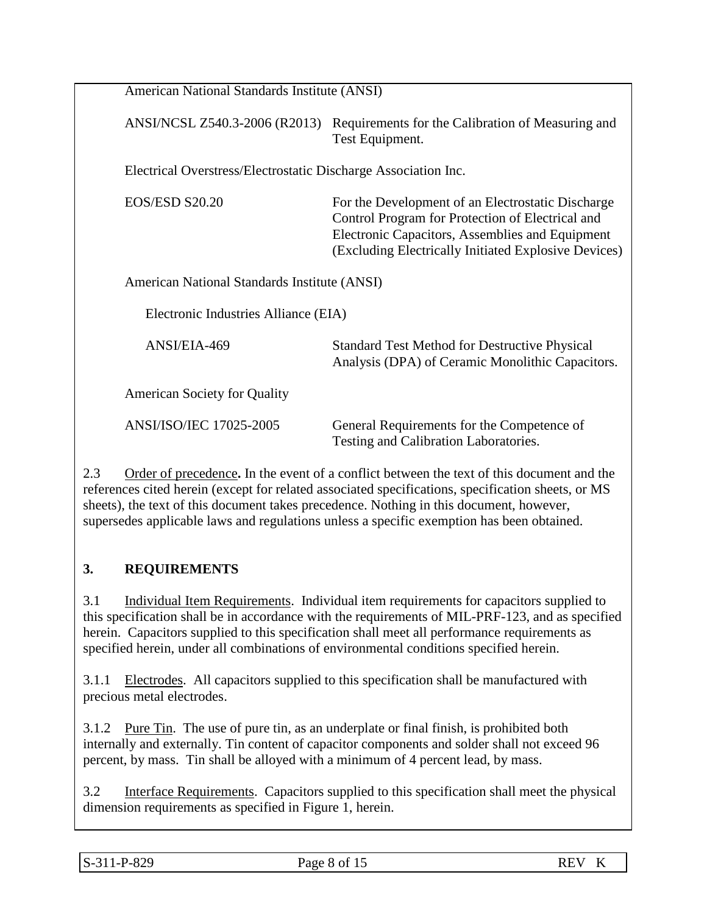American National Standards Institute (ANSI)

| | |
|---|---|
| ANSI/NCSL Z540.3-2006 (R2013) | Requirements for the Calibration of Measuring and Test Equipment. |

Electrical Overstress/Electrostatic Discharge Association Inc.

| | |
|---|---|
| EOS/ESD S20.20 | For the Development of an Electrostatic Discharge Control Program for Protection of Electrical and Electronic Capacitors, Assemblies and Equipment (Excluding Electrically Initiated Explosive Devices) |

American National Standards Institute (ANSI)

Electronic Industries Alliance (EIA)

| | |
|---|---|
| ANSI/EIA-469 | Standard Test Method for Destructive Physical Analysis (DPA) of Ceramic Monolithic Capacitors. |

American Society for Quality

| | |
|---|---|
| ANSI/ISO/IEC 17025-2005 | General Requirements for the Competence of Testing and Calibration Laboratories. |

2.3 Order of precedence**.** In the event of a conflict between the text of this document and the references cited herein (except for related associated specifications, specification sheets, or MS sheets), the text of this document takes precedence. Nothing in this document, however, supersedes applicable laws and regulations unless a specific exemption has been obtained.

## 3. REQUIREMENTS

3.1 Individual Item Requirements. Individual item requirements for capacitors supplied to this specification shall be in accordance with the requirements of MIL-PRF-123, and as specified herein. Capacitors supplied to this specification shall meet all performance requirements as specified herein, under all combinations of environmental conditions specified herein.

3.1.1 Electrodes. All capacitors supplied to this specification shall be manufactured with precious metal electrodes.

3.1.2 Pure Tin. The use of pure tin, as an underplate or final finish, is prohibited both internally and externally. Tin content of capacitor components and solder shall not exceed 96 percent, by mass. Tin shall be alloyed with a minimum of 4 percent lead, by mass.

3.2 Interface Requirements. Capacitors supplied to this specification shall meet the physical dimension requirements as specified in Figure 1, herein.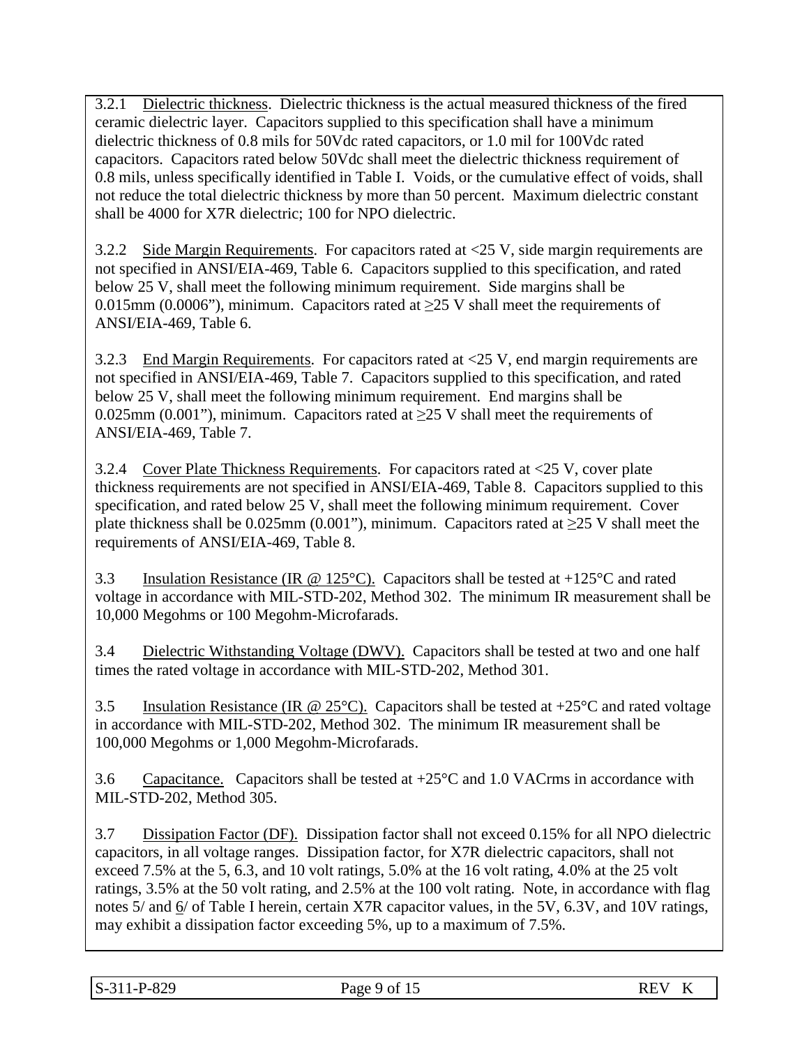3.2.1 Dielectric thickness. Dielectric thickness is the actual measured thickness of the fired ceramic dielectric layer. Capacitors supplied to this specification shall have a minimum dielectric thickness of 0.8 mils for 50Vdc rated capacitors, or 1.0 mil for 100Vdc rated capacitors. Capacitors rated below 50Vdc shall meet the dielectric thickness requirement of 0.8 mils, unless specifically identified in Table I. Voids, or the cumulative effect of voids, shall not reduce the total dielectric thickness by more than 50 percent. Maximum dielectric constant shall be 4000 for X7R dielectric; 100 for NPO dielectric.

3.2.2 Side Margin Requirements. For capacitors rated at <25 V, side margin requirements are not specified in ANSI/EIA-469, Table 6. Capacitors supplied to this specification, and rated below 25 V, shall meet the following minimum requirement. Side margins shall be 0.015mm (0.0006"), minimum. Capacitors rated at ≥25 V shall meet the requirements of ANSI/EIA-469, Table 6.

3.2.3 End Margin Requirements. For capacitors rated at <25 V, end margin requirements are not specified in ANSI/EIA-469, Table 7. Capacitors supplied to this specification, and rated below 25 V, shall meet the following minimum requirement. End margins shall be 0.025mm (0.001"), minimum. Capacitors rated at ≥25 V shall meet the requirements of ANSI/EIA-469, Table 7.

3.2.4 Cover Plate Thickness Requirements. For capacitors rated at <25 V, cover plate thickness requirements are not specified in ANSI/EIA-469, Table 8. Capacitors supplied to this specification, and rated below 25 V, shall meet the following minimum requirement. Cover plate thickness shall be 0.025mm (0.001"), minimum. Capacitors rated at ≥25 V shall meet the requirements of ANSI/EIA-469, Table 8.

3.3 Insulation Resistance (IR @ 125°C). Capacitors shall be tested at +125°C and rated voltage in accordance with MIL-STD-202, Method 302. The minimum IR measurement shall be 10,000 Megohms or 100 Megohm-Microfarads.

3.4 Dielectric Withstanding Voltage (DWV). Capacitors shall be tested at two and one half times the rated voltage in accordance with MIL-STD-202, Method 301.

3.5 Insulation Resistance (IR @ 25°C). Capacitors shall be tested at +25°C and rated voltage in accordance with MIL-STD-202, Method 302. The minimum IR measurement shall be 100,000 Megohms or 1,000 Megohm-Microfarads.

3.6 Capacitance. Capacitors shall be tested at +25°C and 1.0 VACrms in accordance with MIL-STD-202, Method 305.

3.7 Dissipation Factor (DF). Dissipation factor shall not exceed 0.15% for all NPO dielectric capacitors, in all voltage ranges. Dissipation factor, for X7R dielectric capacitors, shall not exceed 7.5% at the 5, 6.3, and 10 volt ratings, 5.0% at the 16 volt rating, 4.0% at the 25 volt ratings, 3.5% at the 50 volt rating, and 2.5% at the 100 volt rating. Note, in accordance with flag notes 5/ and 6/ of Table I herein, certain X7R capacitor values, in the 5V, 6.3V, and 10V ratings, may exhibit a dissipation factor exceeding 5%, up to a maximum of 7.5%.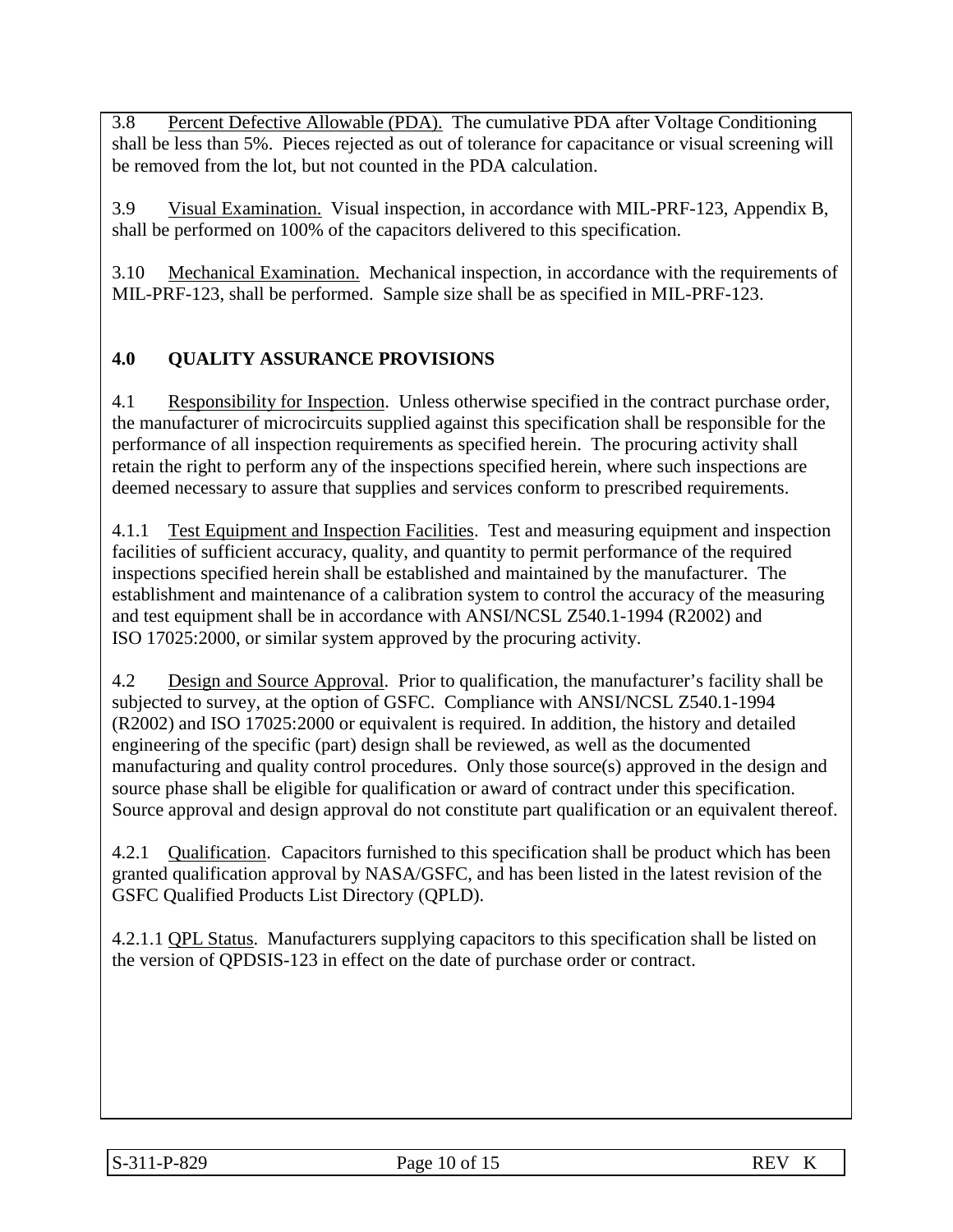3.8 Percent Defective Allowable (PDA). The cumulative PDA after Voltage Conditioning shall be less than 5%. Pieces rejected as out of tolerance for capacitance or visual screening will be removed from the lot, but not counted in the PDA calculation.

3.9 Visual Examination. Visual inspection, in accordance with MIL-PRF-123, Appendix B, shall be performed on 100% of the capacitors delivered to this specification.

3.10 Mechanical Examination. Mechanical inspection, in accordance with the requirements of MIL-PRF-123, shall be performed. Sample size shall be as specified in MIL-PRF-123.

## 4.0 QUALITY ASSURANCE PROVISIONS

4.1 Responsibility for Inspection. Unless otherwise specified in the contract purchase order, the manufacturer of microcircuits supplied against this specification shall be responsible for the performance of all inspection requirements as specified herein. The procuring activity shall retain the right to perform any of the inspections specified herein, where such inspections are deemed necessary to assure that supplies and services conform to prescribed requirements.

4.1.1 Test Equipment and Inspection Facilities. Test and measuring equipment and inspection facilities of sufficient accuracy, quality, and quantity to permit performance of the required inspections specified herein shall be established and maintained by the manufacturer. The establishment and maintenance of a calibration system to control the accuracy of the measuring and test equipment shall be in accordance with ANSI/NCSL Z540.1-1994 (R2002) and ISO 17025:2000, or similar system approved by the procuring activity.

4.2 Design and Source Approval. Prior to qualification, the manufacturer's facility shall be subjected to survey, at the option of GSFC. Compliance with ANSI/NCSL Z540.1-1994 (R2002) and ISO 17025:2000 or equivalent is required. In addition, the history and detailed engineering of the specific (part) design shall be reviewed, as well as the documented manufacturing and quality control procedures. Only those source(s) approved in the design and source phase shall be eligible for qualification or award of contract under this specification. Source approval and design approval do not constitute part qualification or an equivalent thereof.

4.2.1 Qualification. Capacitors furnished to this specification shall be product which has been granted qualification approval by NASA/GSFC, and has been listed in the latest revision of the GSFC Qualified Products List Directory (QPLD).

4.2.1.1 QPL Status. Manufacturers supplying capacitors to this specification shall be listed on the version of QPDSIS-123 in effect on the date of purchase order or contract.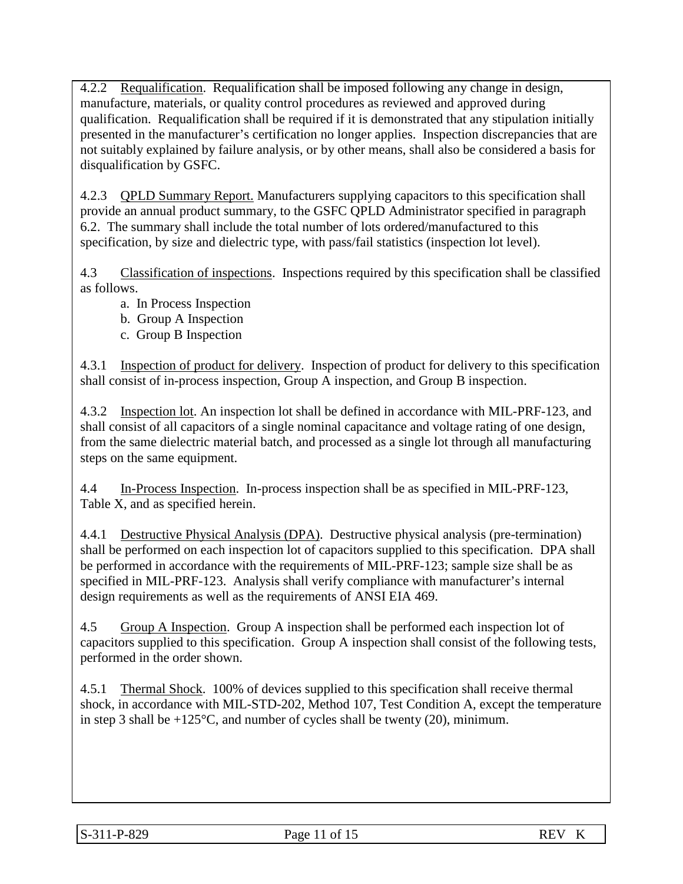4.2.2 Requalification. Requalification shall be imposed following any change in design, manufacture, materials, or quality control procedures as reviewed and approved during qualification. Requalification shall be required if it is demonstrated that any stipulation initially presented in the manufacturer's certification no longer applies. Inspection discrepancies that are not suitably explained by failure analysis, or by other means, shall also be considered a basis for disqualification by GSFC.

4.2.3 QPLD Summary Report. Manufacturers supplying capacitors to this specification shall provide an annual product summary, to the GSFC QPLD Administrator specified in paragraph 6.2. The summary shall include the total number of lots ordered/manufactured to this specification, by size and dielectric type, with pass/fail statistics (inspection lot level).

4.3 Classification of inspections. Inspections required by this specification shall be classified as follows.

a. In Process Inspection
b. Group A Inspection
c. Group B Inspection

4.3.1 Inspection of product for delivery. Inspection of product for delivery to this specification shall consist of in-process inspection, Group A inspection, and Group B inspection.

4.3.2 Inspection lot. An inspection lot shall be defined in accordance with MIL-PRF-123, and shall consist of all capacitors of a single nominal capacitance and voltage rating of one design, from the same dielectric material batch, and processed as a single lot through all manufacturing steps on the same equipment.

4.4 In-Process Inspection. In-process inspection shall be as specified in MIL-PRF-123, Table X, and as specified herein.

4.4.1 Destructive Physical Analysis (DPA). Destructive physical analysis (pre-termination) shall be performed on each inspection lot of capacitors supplied to this specification. DPA shall be performed in accordance with the requirements of MIL-PRF-123; sample size shall be as specified in MIL-PRF-123. Analysis shall verify compliance with manufacturer's internal design requirements as well as the requirements of ANSI EIA 469.

4.5 Group A Inspection. Group A inspection shall be performed each inspection lot of capacitors supplied to this specification. Group A inspection shall consist of the following tests, performed in the order shown.

4.5.1 Thermal Shock. 100% of devices supplied to this specification shall receive thermal shock, in accordance with MIL-STD-202, Method 107, Test Condition A, except the temperature in step 3 shall be +125°C, and number of cycles shall be twenty (20), minimum.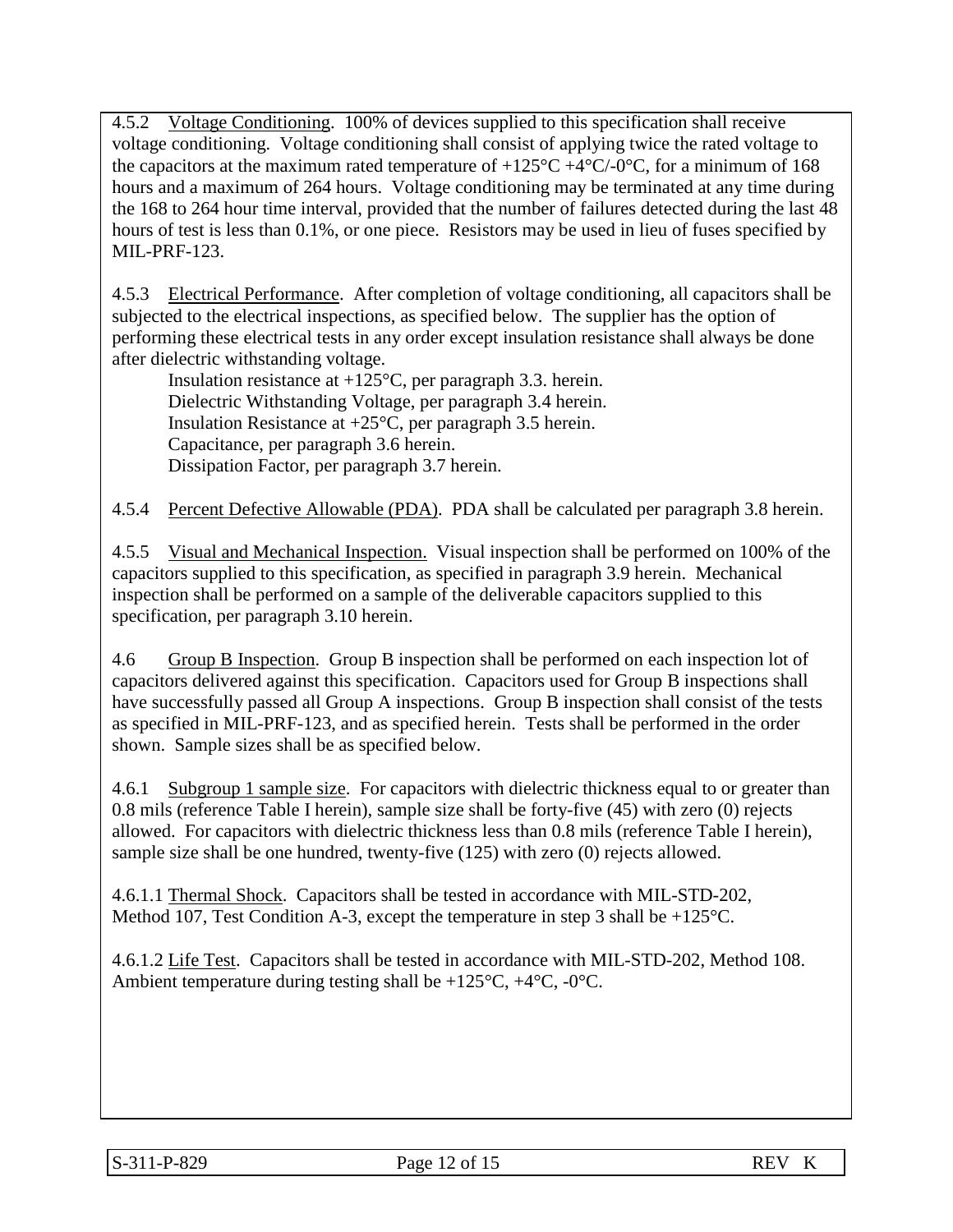4.5.2 Voltage Conditioning. 100% of devices supplied to this specification shall receive voltage conditioning. Voltage conditioning shall consist of applying twice the rated voltage to the capacitors at the maximum rated temperature of +125°C +4°C/-0°C, for a minimum of 168 hours and a maximum of 264 hours. Voltage conditioning may be terminated at any time during the 168 to 264 hour time interval, provided that the number of failures detected during the last 48 hours of test is less than 0.1%, or one piece. Resistors may be used in lieu of fuses specified by MIL-PRF-123.

4.5.3 Electrical Performance. After completion of voltage conditioning, all capacitors shall be subjected to the electrical inspections, as specified below. The supplier has the option of performing these electrical tests in any order except insulation resistance shall always be done after dielectric withstanding voltage.

- Insulation resistance at +125°C, per paragraph 3.3. herein.
- Dielectric Withstanding Voltage, per paragraph 3.4 herein.
- Insulation Resistance at +25°C, per paragraph 3.5 herein.
- Capacitance, per paragraph 3.6 herein.
- Dissipation Factor, per paragraph 3.7 herein.

4.5.4 Percent Defective Allowable (PDA). PDA shall be calculated per paragraph 3.8 herein.

4.5.5 Visual and Mechanical Inspection. Visual inspection shall be performed on 100% of the capacitors supplied to this specification, as specified in paragraph 3.9 herein. Mechanical inspection shall be performed on a sample of the deliverable capacitors supplied to this specification, per paragraph 3.10 herein.

4.6 Group B Inspection. Group B inspection shall be performed on each inspection lot of capacitors delivered against this specification. Capacitors used for Group B inspections shall have successfully passed all Group A inspections. Group B inspection shall consist of the tests as specified in MIL-PRF-123, and as specified herein. Tests shall be performed in the order shown. Sample sizes shall be as specified below.

4.6.1 Subgroup 1 sample size. For capacitors with dielectric thickness equal to or greater than 0.8 mils (reference Table I herein), sample size shall be forty-five (45) with zero (0) rejects allowed. For capacitors with dielectric thickness less than 0.8 mils (reference Table I herein), sample size shall be one hundred, twenty-five (125) with zero (0) rejects allowed.

4.6.1.1 Thermal Shock. Capacitors shall be tested in accordance with MIL-STD-202, Method 107, Test Condition A-3, except the temperature in step 3 shall be +125°C.

4.6.1.2 Life Test. Capacitors shall be tested in accordance with MIL-STD-202, Method 108. Ambient temperature during testing shall be +125°C, +4°C, -0°C.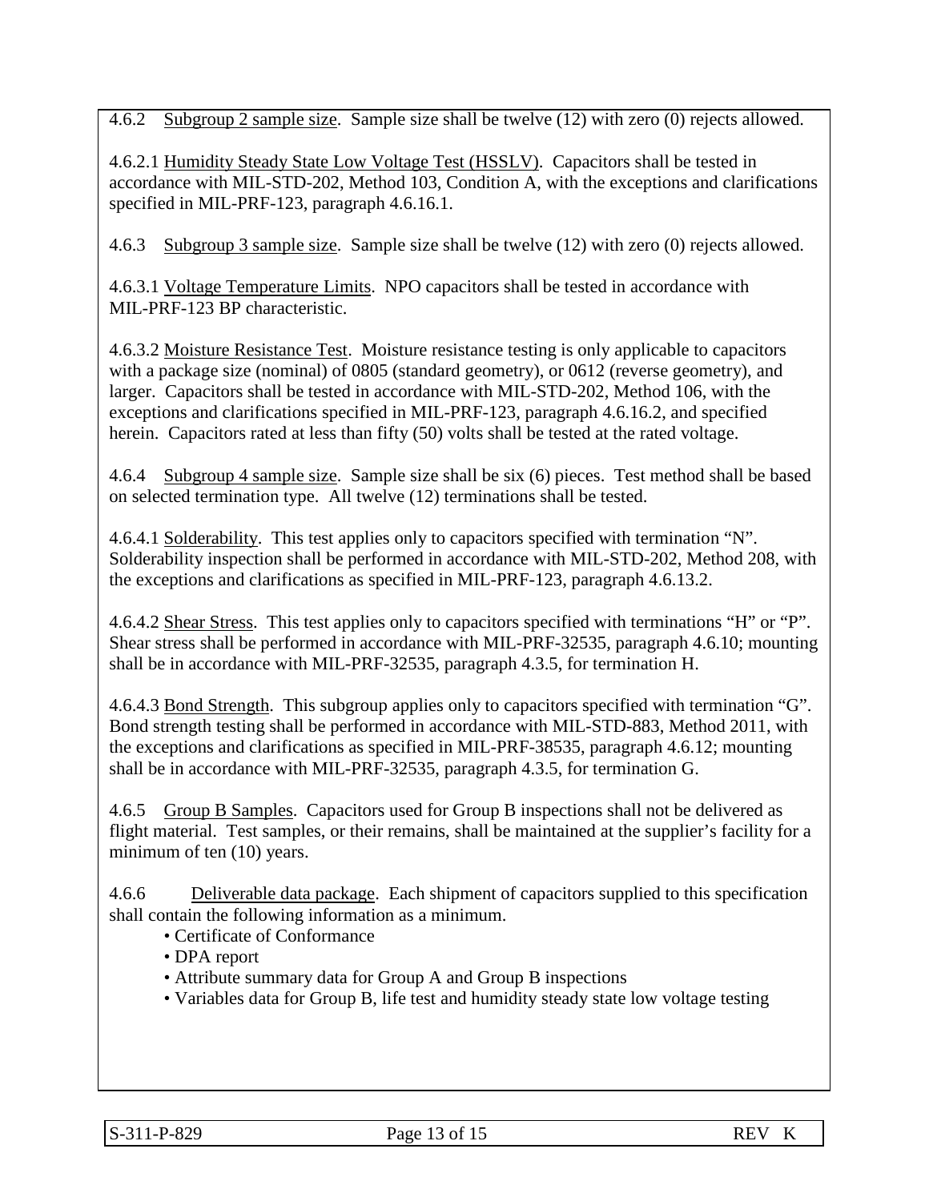4.6.2 Subgroup 2 sample size. Sample size shall be twelve (12) with zero (0) rejects allowed.

4.6.2.1 Humidity Steady State Low Voltage Test (HSSLV). Capacitors shall be tested in accordance with MIL-STD-202, Method 103, Condition A, with the exceptions and clarifications specified in MIL-PRF-123, paragraph 4.6.16.1.

4.6.3 Subgroup 3 sample size. Sample size shall be twelve (12) with zero (0) rejects allowed.

4.6.3.1 Voltage Temperature Limits. NPO capacitors shall be tested in accordance with MIL-PRF-123 BP characteristic.

4.6.3.2 Moisture Resistance Test. Moisture resistance testing is only applicable to capacitors with a package size (nominal) of 0805 (standard geometry), or 0612 (reverse geometry), and larger. Capacitors shall be tested in accordance with MIL-STD-202, Method 106, with the exceptions and clarifications specified in MIL-PRF-123, paragraph 4.6.16.2, and specified herein. Capacitors rated at less than fifty (50) volts shall be tested at the rated voltage.

4.6.4 Subgroup 4 sample size. Sample size shall be six (6) pieces. Test method shall be based on selected termination type. All twelve (12) terminations shall be tested.

4.6.4.1 Solderability. This test applies only to capacitors specified with termination "N". Solderability inspection shall be performed in accordance with MIL-STD-202, Method 208, with the exceptions and clarifications as specified in MIL-PRF-123, paragraph 4.6.13.2.

4.6.4.2 Shear Stress. This test applies only to capacitors specified with terminations "H" or "P". Shear stress shall be performed in accordance with MIL-PRF-32535, paragraph 4.6.10; mounting shall be in accordance with MIL-PRF-32535, paragraph 4.3.5, for termination H.

4.6.4.3 Bond Strength. This subgroup applies only to capacitors specified with termination "G". Bond strength testing shall be performed in accordance with MIL-STD-883, Method 2011, with the exceptions and clarifications as specified in MIL-PRF-38535, paragraph 4.6.12; mounting shall be in accordance with MIL-PRF-32535, paragraph 4.3.5, for termination G.

4.6.5 Group B Samples. Capacitors used for Group B inspections shall not be delivered as flight material. Test samples, or their remains, shall be maintained at the supplier's facility for a minimum of ten (10) years.

4.6.6 Deliverable data package. Each shipment of capacitors supplied to this specification shall contain the following information as a minimum.

- Certificate of Conformance
- DPA report
- Attribute summary data for Group A and Group B inspections
- Variables data for Group B, life test and humidity steady state low voltage testing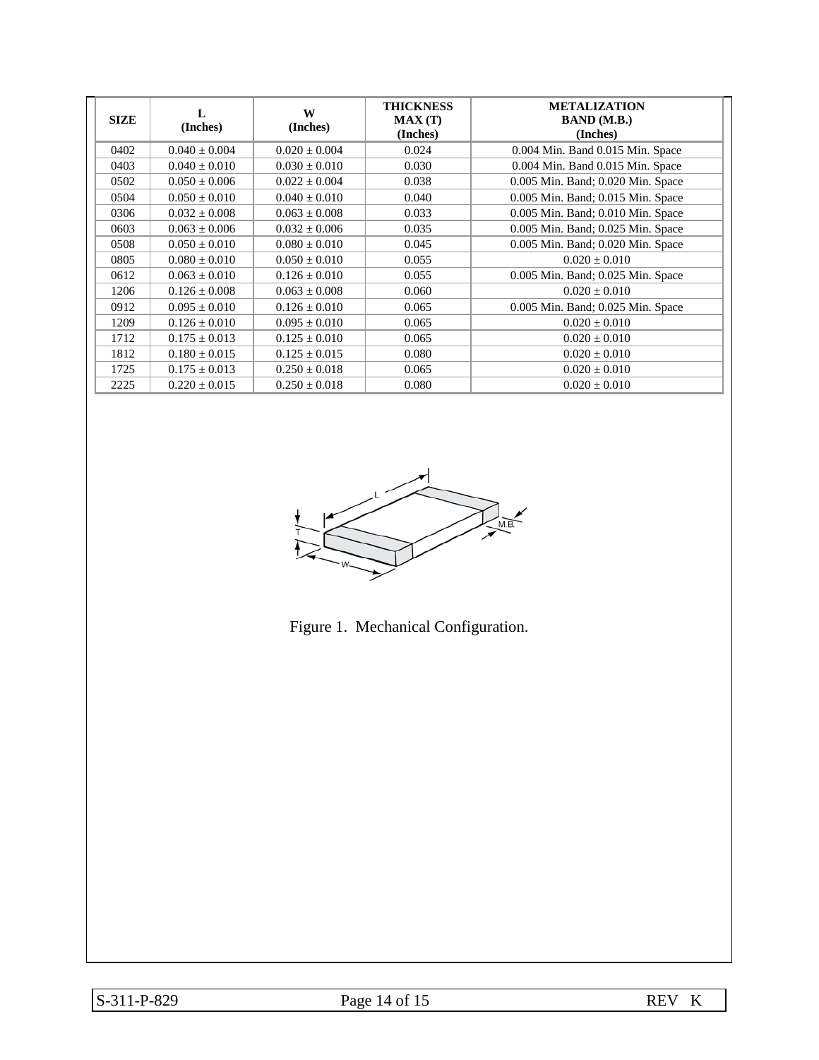| SIZE | L (Inches) | W (Inches) | THICKNESS MAX (T) (Inches) | METALIZATION BAND (M.B.) (Inches) |
|---|---|---|---|---|
| 0402 | 0.040 ± 0.004 | 0.020 ± 0.004 | 0.024 | 0.004 Min. Band 0.015 Min. Space |
| 0403 | 0.040 ± 0.010 | 0.030 ± 0.010 | 0.030 | 0.004 Min. Band 0.015 Min. Space |
| 0502 | 0.050 ± 0.006 | 0.022 ± 0.004 | 0.038 | 0.005 Min. Band; 0.020 Min. Space |
| 0504 | 0.050 ± 0.010 | 0.040 ± 0.010 | 0.040 | 0.005 Min. Band; 0.015 Min. Space |
| 0306 | 0.032 ± 0.008 | 0.063 ± 0.008 | 0.033 | 0.005 Min. Band; 0.010 Min. Space |
| 0603 | 0.063 ± 0.006 | 0.032 ± 0.006 | 0.035 | 0.005 Min. Band; 0.025 Min. Space |
| 0508 | 0.050 ± 0.010 | 0.080 ± 0.010 | 0.045 | 0.005 Min. Band; 0.020 Min. Space |
| 0805 | 0.080 ± 0.010 | 0.050 ± 0.010 | 0.055 | 0.020 ± 0.010 |
| 0612 | 0.063 ± 0.010 | 0.126 ± 0.010 | 0.055 | 0.005 Min. Band; 0.025 Min. Space |
| 1206 | 0.126 ± 0.008 | 0.063 ± 0.008 | 0.060 | 0.020 ± 0.010 |
| 0912 | 0.095 ± 0.010 | 0.126 ± 0.010 | 0.065 | 0.005 Min. Band; 0.025 Min. Space |
| 1209 | 0.126 ± 0.010 | 0.095 ± 0.010 | 0.065 | 0.020 ± 0.010 |
| 1712 | 0.175 ± 0.013 | 0.125 ± 0.010 | 0.065 | 0.020 ± 0.010 |
| 1812 | 0.180 ± 0.015 | 0.125 ± 0.015 | 0.080 | 0.020 ± 0.010 |
| 1725 | 0.175 ± 0.013 | 0.250 ± 0.018 | 0.065 | 0.020 ± 0.010 |
| 2225 | 0.220 ± 0.015 | 0.250 ± 0.018 | 0.080 | 0.020 ± 0.010 |

Figure 1. Mechanical Configuration.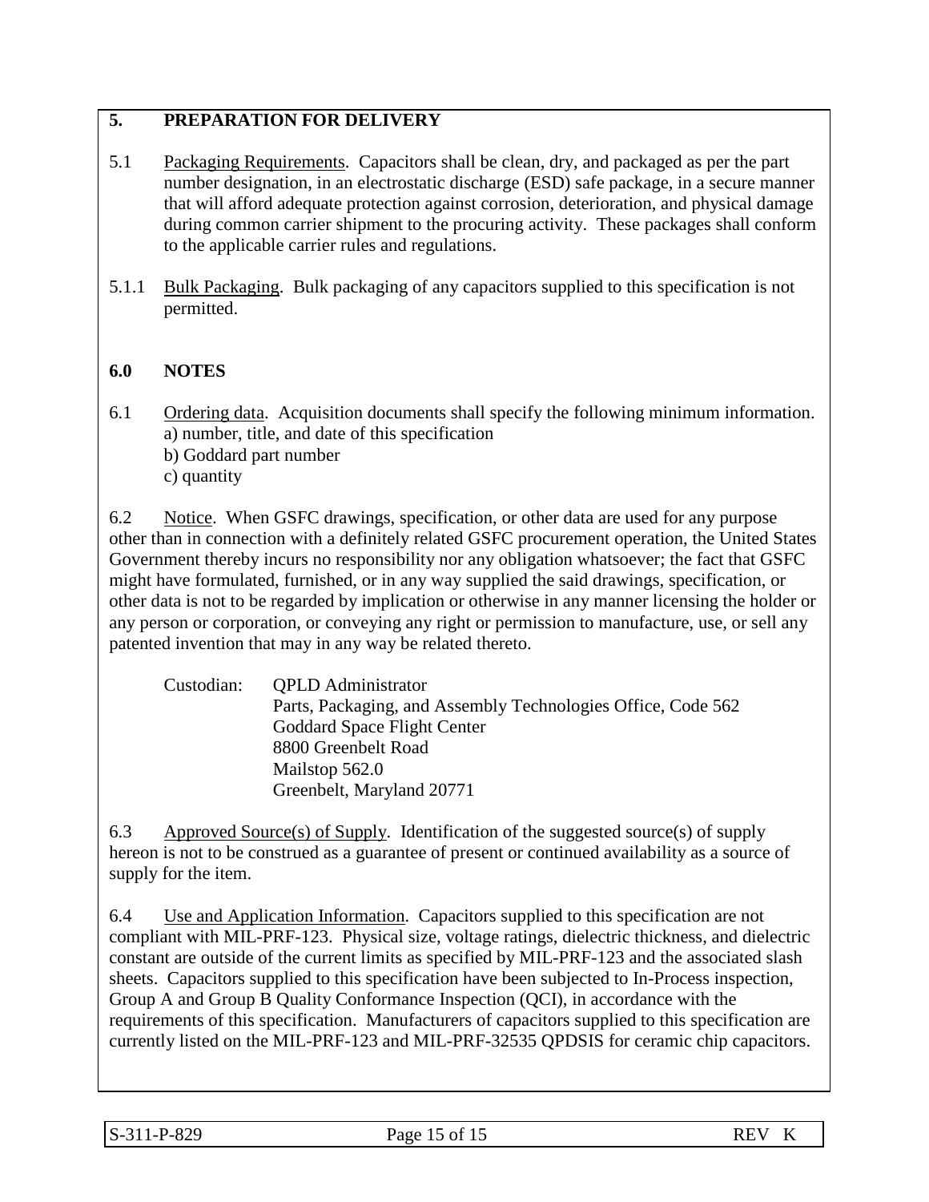## 5. PREPARATION FOR DELIVERY

5.1 Packaging Requirements. Capacitors shall be clean, dry, and packaged as per the part number designation, in an electrostatic discharge (ESD) safe package, in a secure manner that will afford adequate protection against corrosion, deterioration, and physical damage during common carrier shipment to the procuring activity. These packages shall conform to the applicable carrier rules and regulations.

5.1.1 Bulk Packaging. Bulk packaging of any capacitors supplied to this specification is not permitted.

## 6.0 NOTES

6.1 Ordering data. Acquisition documents shall specify the following minimum information.
a) number, title, and date of this specification
b) Goddard part number
c) quantity

6.2 Notice. When GSFC drawings, specification, or other data are used for any purpose other than in connection with a definitely related GSFC procurement operation, the United States Government thereby incurs no responsibility nor any obligation whatsoever; the fact that GSFC might have formulated, furnished, or in any way supplied the said drawings, specification, or other data is not to be regarded by implication or otherwise in any manner licensing the holder or any person or corporation, or conveying any right or permission to manufacture, use, or sell any patented invention that may in any way be related thereto.

Custodian: QPLD Administrator
Parts, Packaging, and Assembly Technologies Office, Code 562
Goddard Space Flight Center
8800 Greenbelt Road
Mailstop 562.0
Greenbelt, Maryland 20771

6.3 Approved Source(s) of Supply. Identification of the suggested source(s) of supply hereon is not to be construed as a guarantee of present or continued availability as a source of supply for the item.

6.4 Use and Application Information. Capacitors supplied to this specification are not compliant with MIL-PRF-123. Physical size, voltage ratings, dielectric thickness, and dielectric constant are outside of the current limits as specified by MIL-PRF-123 and the associated slash sheets. Capacitors supplied to this specification have been subjected to In-Process inspection, Group A and Group B Quality Conformance Inspection (QCI), in accordance with the requirements of this specification. Manufacturers of capacitors supplied to this specification are currently listed on the MIL-PRF-123 and MIL-PRF-32535 QPDSIS for ceramic chip capacitors.